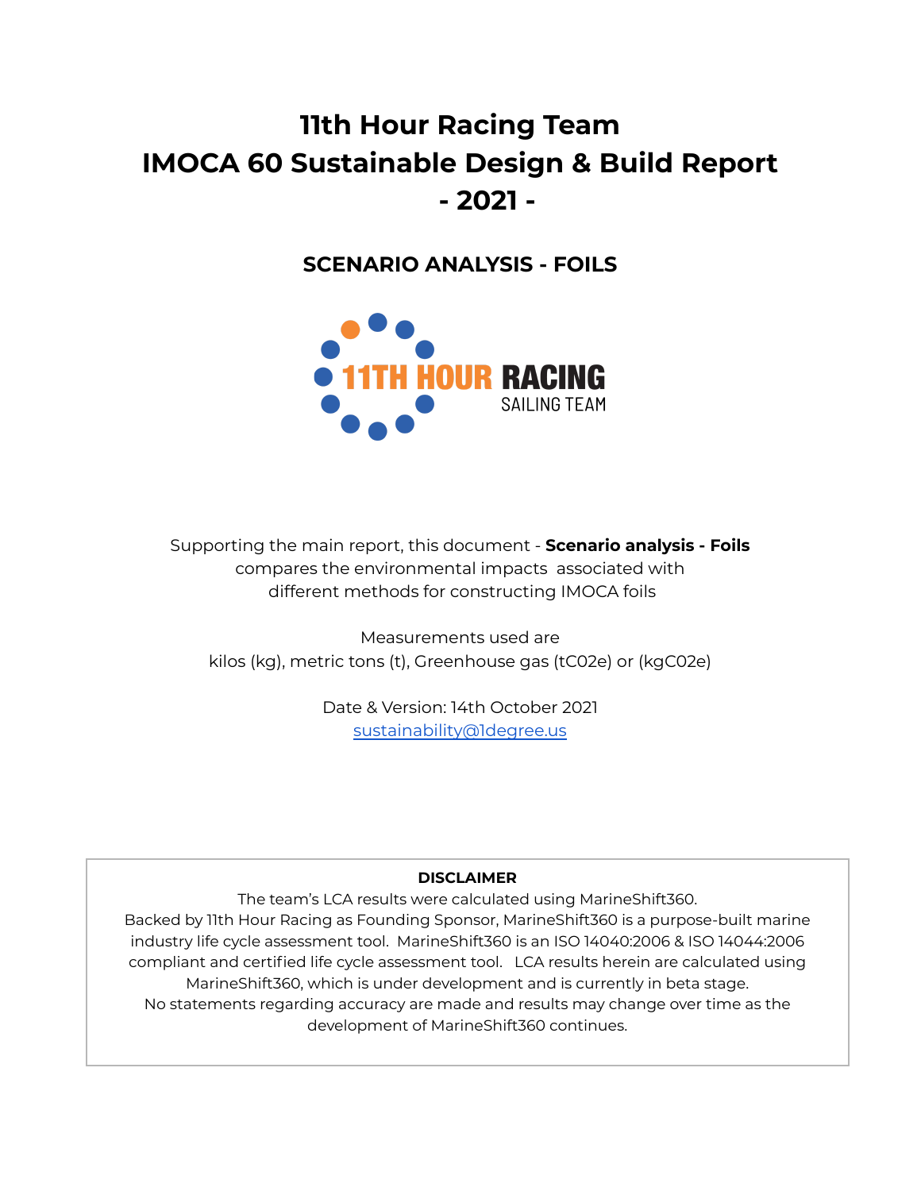# 11th Hour Racing Team
# IMOCA 60 Sustainable Design & Build Report
# - 2021 -

## SCENARIO ANALYSIS - FOILS

11TH HOUR RACING
SAILING TEAM

Supporting the main report, this document - **Scenario analysis - Foils** compares the environmental impacts associated with different methods for constructing IMOCA foils

Measurements used are
kilos (kg), metric tons (t), Greenhouse gas (tC02e) or (kgC02e)

Date & Version: 14th October 2021
sustainability@1degree.us

**DISCLAIMER**

The team's LCA results were calculated using MarineShift360.
Backed by 11th Hour Racing as Founding Sponsor, MarineShift360 is a purpose-built marine industry life cycle assessment tool. MarineShift360 is an ISO 14040:2006 & ISO 14044:2006 compliant and certified life cycle assessment tool. LCA results herein are calculated using MarineShift360, which is under development and is currently in beta stage.
No statements regarding accuracy are made and results may change over time as the development of MarineShift360 continues.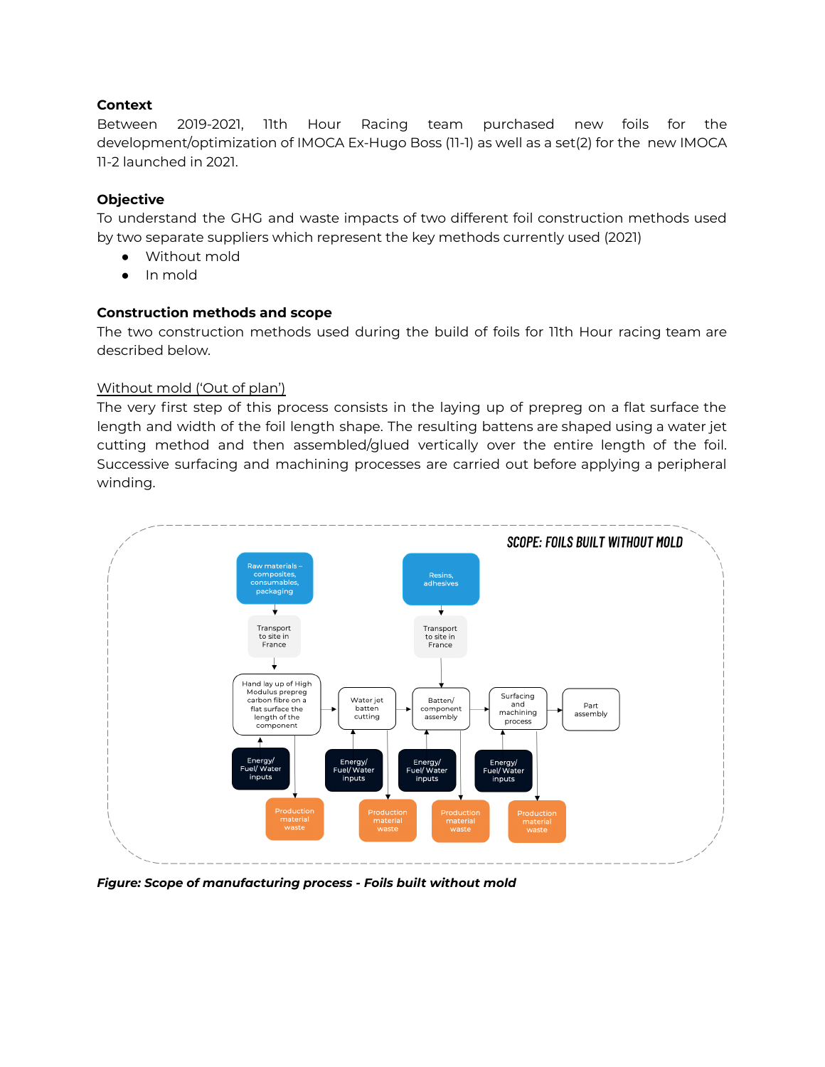### Context

Between 2019-2021, 11th Hour Racing team purchased new foils for the development/optimization of IMOCA Ex-Hugo Boss (11-1) as well as a set(2) for the new IMOCA 11-2 launched in 2021.

### Objective

To understand the GHG and waste impacts of two different foil construction methods used by two separate suppliers which represent the key methods currently used (2021)

- Without mold
- In mold

### Construction methods and scope

The two construction methods used during the build of foils for 11th Hour racing team are described below.

<u>Without mold ('Out of plan')</u>

The very first step of this process consists in the laying up of prepreg on a flat surface the length and width of the foil length shape. The resulting battens are shaped using a water jet cutting method and then assembled/glued vertically over the entire length of the foil. Successive surfacing and machining processes are carried out before applying a peripheral winding.

SCOPE: FOILS BUILT WITHOUT MOLD

Raw materials – composites, consumables, packaging → Transport to site in France → Hand lay up of High Modulus prepreg carbon fibre on a flat surface the length of the component → Water jet batten cutting → Batten/ component assembly → Surfacing and machining process → Part assembly

Resins, adhesives → Transport to site in France → Batten/ component assembly

Energy/ Fuel/ Water inputs → each process step

Each process step → Production material waste

***Figure: Scope of manufacturing process - Foils built without mold***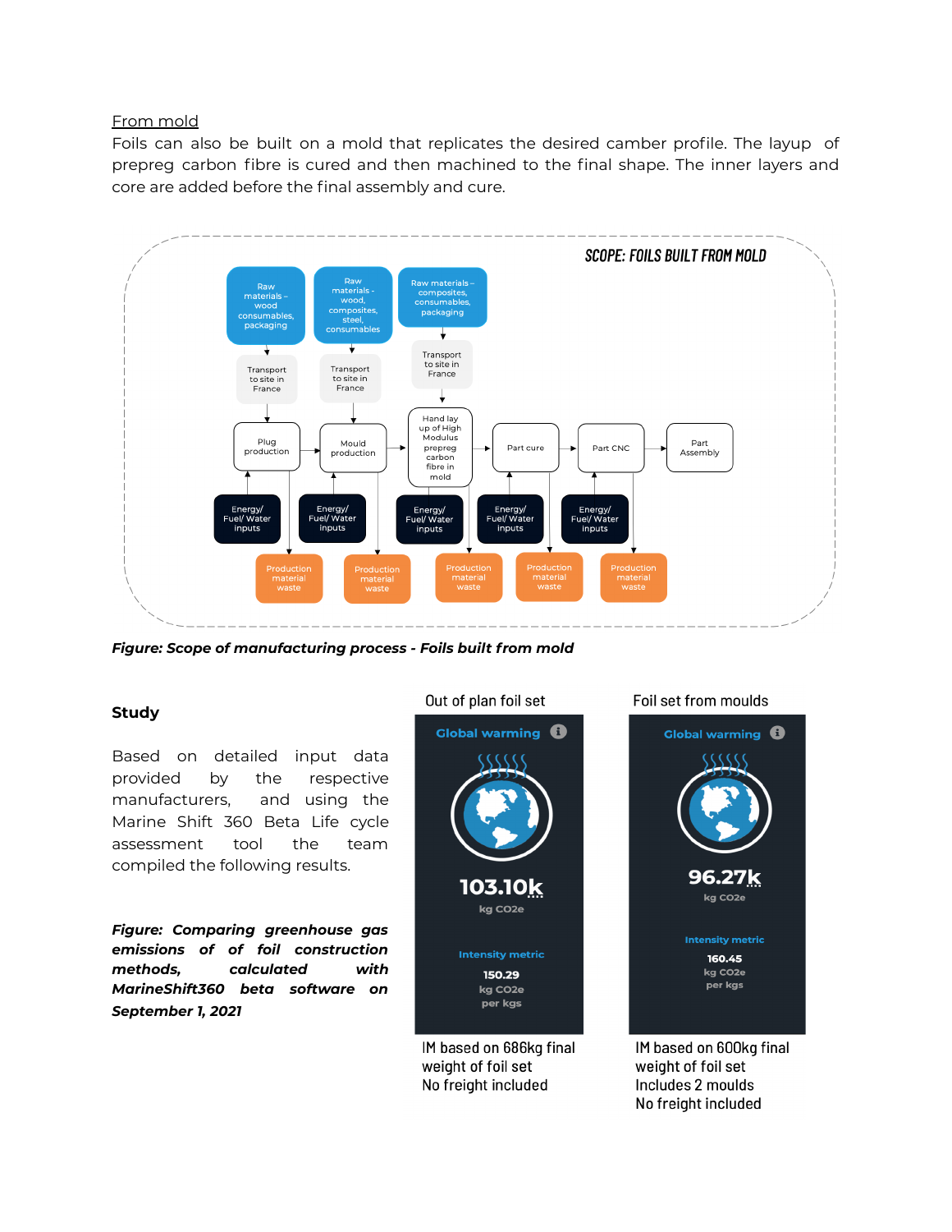From mold

Foils can also be built on a mold that replicates the desired camber profile. The layup of prepreg carbon fibre is cured and then machined to the final shape. The inner layers and core are added before the final assembly and cure.

SCOPE: FOILS BUILT FROM MOLD

Raw materials – wood consumables, packaging → Transport to site in France → Plug production

Raw materials - wood, composites, steel, consumables → Transport to site in France → Mould production

Raw materials – composites, consumables, packaging → Transport to site in France → Hand lay up of High Modulus prepreg carbon fibre in mold

Plug production → Mould production → Hand lay up of High Modulus prepreg carbon fibre in mold → Part cure → Part CNC → Part Assembly

Energy/ Fuel/ Water inputs (to each process step)

Production material waste (from each process step)

*Figure: Scope of manufacturing process - Foils built from mold*

**Study**

Based on detailed input data provided by the respective manufacturers, and using the Marine Shift 360 Beta Life cycle assessment tool the team compiled the following results.

| | Out of plan foil set | Foil set from moulds |
|---|---|---|
| Global warming | 103.10k kg CO2e | 96.27k kg CO2e |
| Intensity metric | 150.29 kg CO2e per kgs | 160.45 kg CO2e per kgs |
| Notes | IM based on 686kg final weight of foil set<br>No freight included | IM based on 600kg final weight of foil set<br>Includes 2 moulds<br>No freight included |

***Figure: Comparing greenhouse gas emissions of of foil construction methods, calculated with MarineShift360 beta software on September 1, 2021***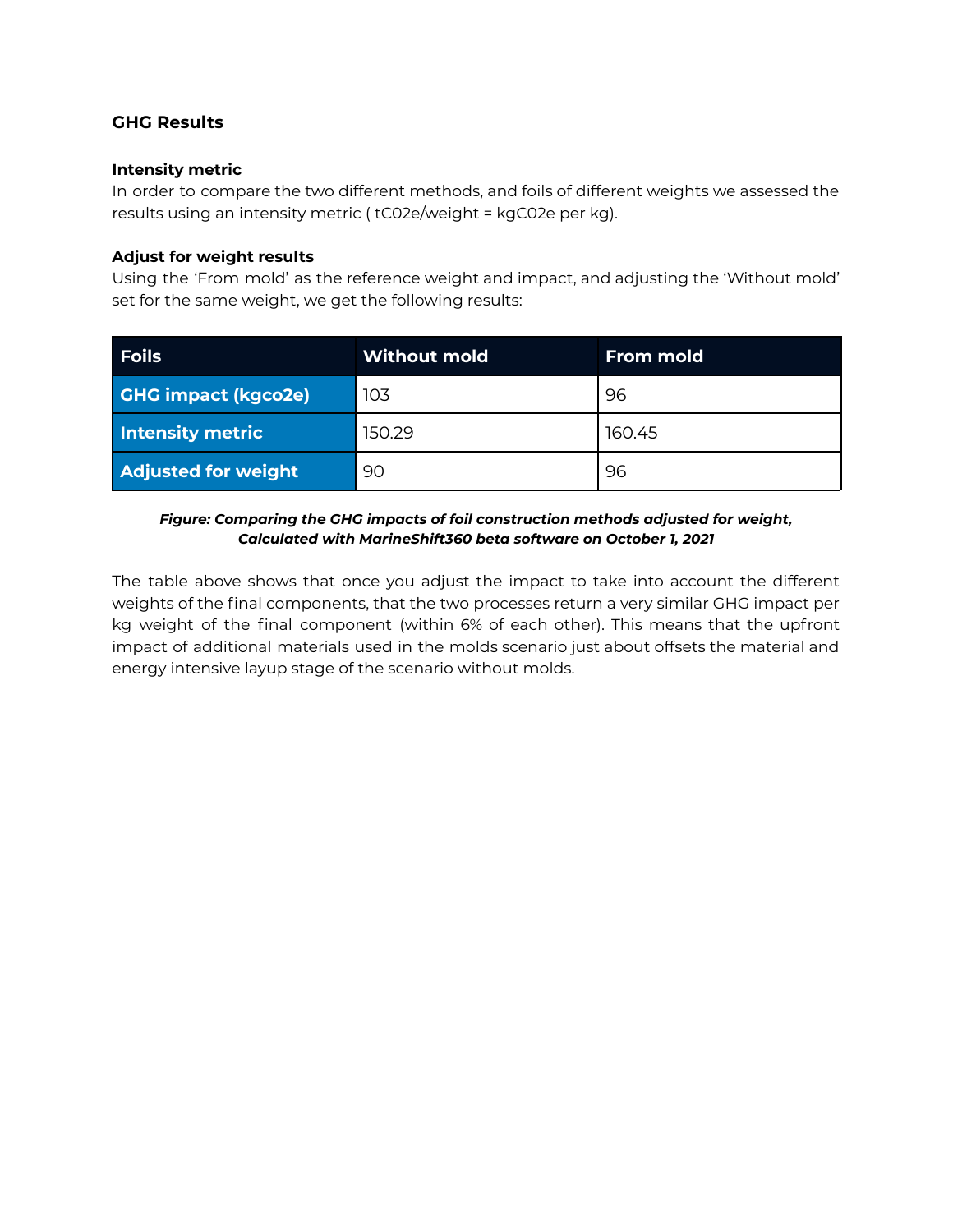## GHG Results

### Intensity metric

In order to compare the two different methods, and foils of different weights we assessed the results using an intensity metric ( tC02e/weight = kgC02e per kg).

### Adjust for weight results

Using the 'From mold' as the reference weight and impact, and adjusting the 'Without mold' set for the same weight, we get the following results:

| Foils | Without mold | From mold |
|---|---|---|
| **GHG impact (kgco2e)** | 103 | 96 |
| **Intensity metric** | 150.29 | 160.45 |
| **Adjusted for weight** | 90 | 96 |

***Figure: Comparing the GHG impacts of foil construction methods adjusted for weight, Calculated with MarineShift360 beta software on October 1, 2021***

The table above shows that once you adjust the impact to take into account the different weights of the final components, that the two processes return a very similar GHG impact per kg weight of the final component (within 6% of each other). This means that the upfront impact of additional materials used in the molds scenario just about offsets the material and energy intensive layup stage of the scenario without molds.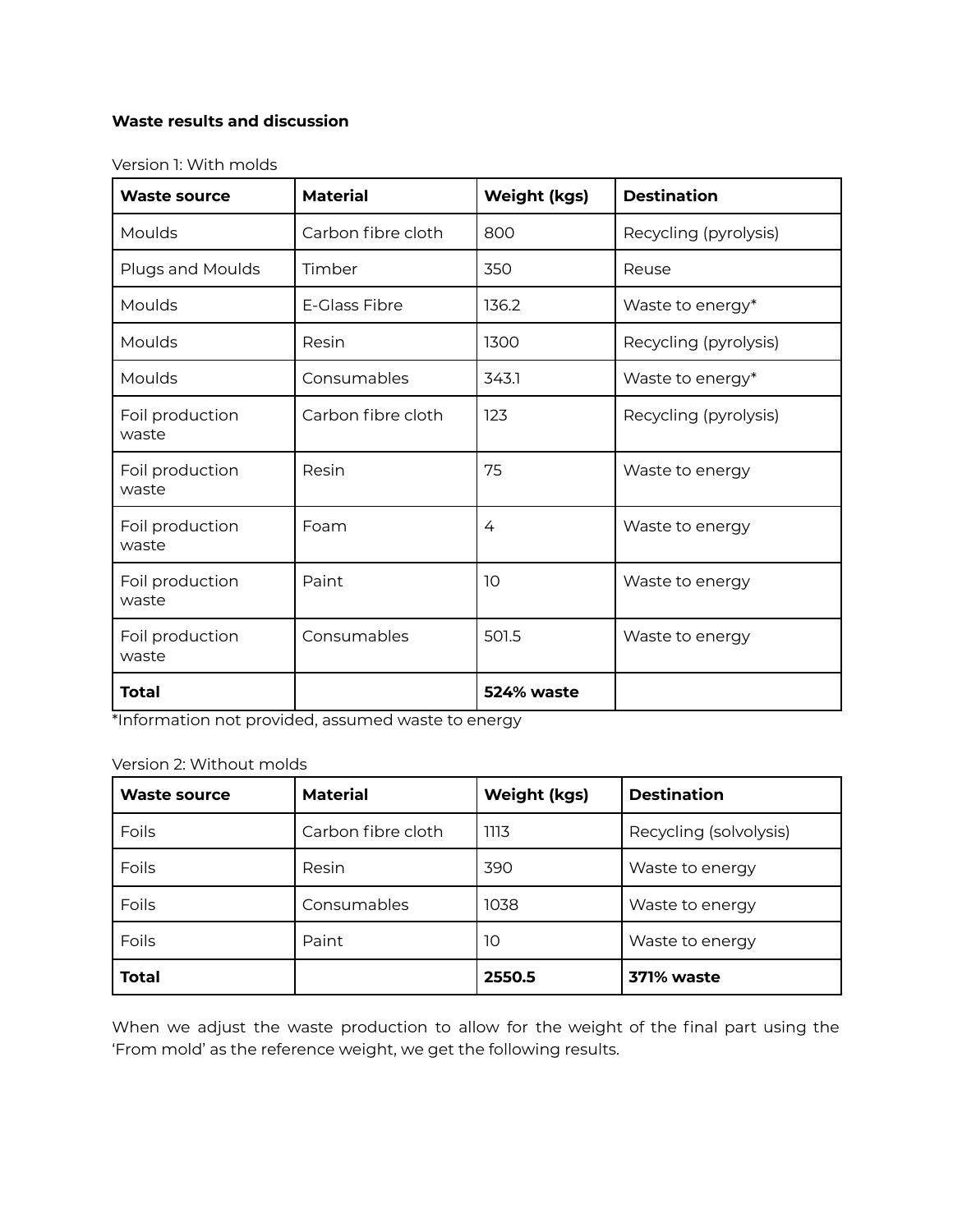**Waste results and discussion**

Version 1: With molds

| Waste source | Material | Weight (kgs) | Destination |
|---|---|---|---|
| Moulds | Carbon fibre cloth | 800 | Recycling (pyrolysis) |
| Plugs and Moulds | Timber | 350 | Reuse |
| Moulds | E-Glass Fibre | 136.2 | Waste to energy* |
| Moulds | Resin | 1300 | Recycling (pyrolysis) |
| Moulds | Consumables | 343.1 | Waste to energy* |
| Foil production waste | Carbon fibre cloth | 123 | Recycling (pyrolysis) |
| Foil production waste | Resin | 75 | Waste to energy |
| Foil production waste | Foam | 4 | Waste to energy |
| Foil production waste | Paint | 10 | Waste to energy |
| Foil production waste | Consumables | 501.5 | Waste to energy |
| **Total** | | **524% waste** | |

*Information not provided, assumed waste to energy

Version 2: Without molds

| Waste source | Material | Weight (kgs) | Destination |
|---|---|---|---|
| Foils | Carbon fibre cloth | 1113 | Recycling (solvolysis) |
| Foils | Resin | 390 | Waste to energy |
| Foils | Consumables | 1038 | Waste to energy |
| Foils | Paint | 10 | Waste to energy |
| **Total** | | **2550.5** | **371% waste** |

When we adjust the waste production to allow for the weight of the final part using the 'From mold' as the reference weight, we get the following results.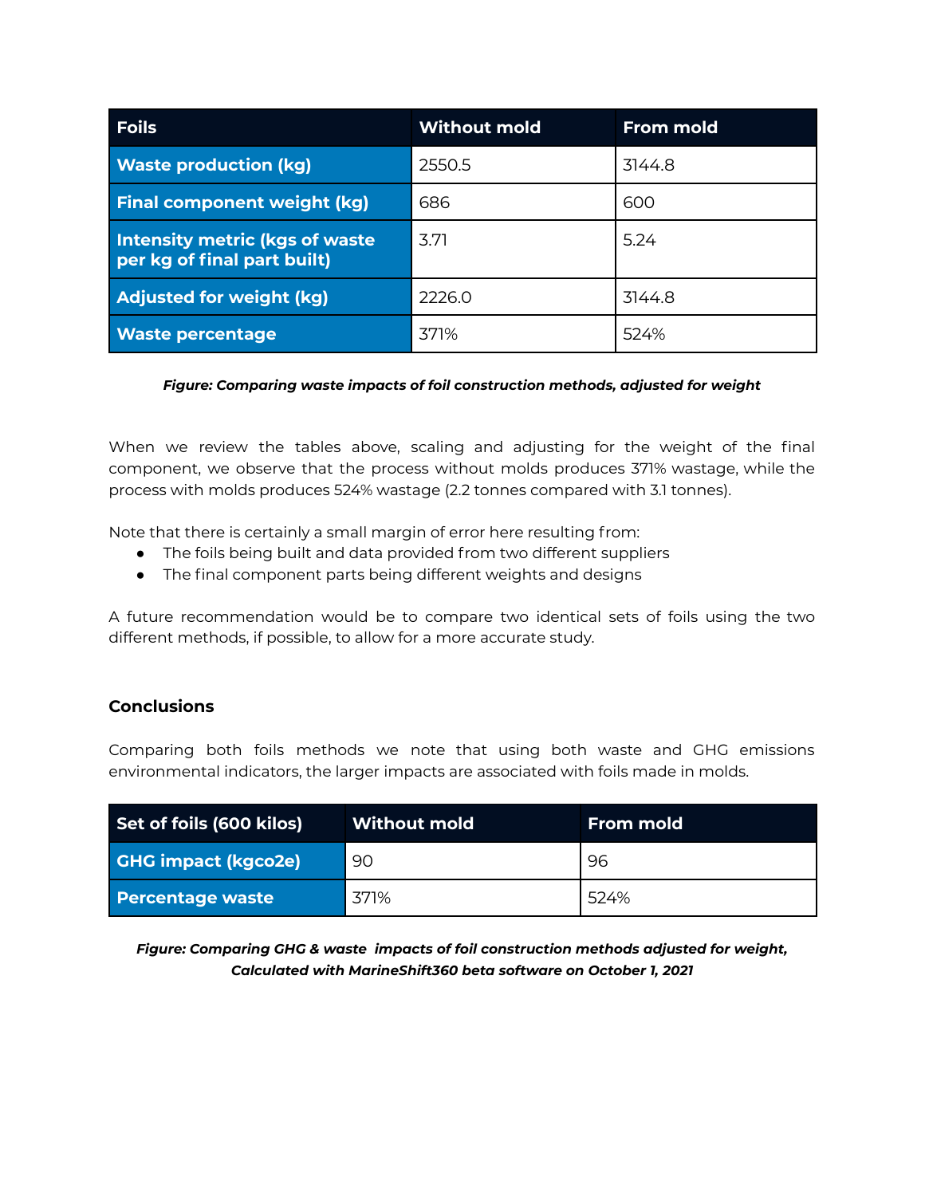| Foils | Without mold | From mold |
|---|---|---|
| Waste production (kg) | 2550.5 | 3144.8 |
| Final component weight (kg) | 686 | 600 |
| Intensity metric (kgs of waste per kg of final part built) | 3.71 | 5.24 |
| Adjusted for weight (kg) | 2226.0 | 3144.8 |
| Waste percentage | 371% | 524% |

***Figure: Comparing waste impacts of foil construction methods, adjusted for weight***

When we review the tables above, scaling and adjusting for the weight of the final component, we observe that the process without molds produces 371% wastage, while the process with molds produces 524% wastage (2.2 tonnes compared with 3.1 tonnes).

Note that there is certainly a small margin of error here resulting from:

- The foils being built and data provided from two different suppliers
- The final component parts being different weights and designs

A future recommendation would be to compare two identical sets of foils using the two different methods, if possible, to allow for a more accurate study.

### Conclusions

Comparing both foils methods we note that using both waste and GHG emissions environmental indicators, the larger impacts are associated with foils made in molds.

| Set of foils (600 kilos) | Without mold | From mold |
|---|---|---|
| GHG impact (kgco2e) | 90 | 96 |
| Percentage waste | 371% | 524% |

***Figure: Comparing GHG & waste impacts of foil construction methods adjusted for weight, Calculated with MarineShift360 beta software on October 1, 2021***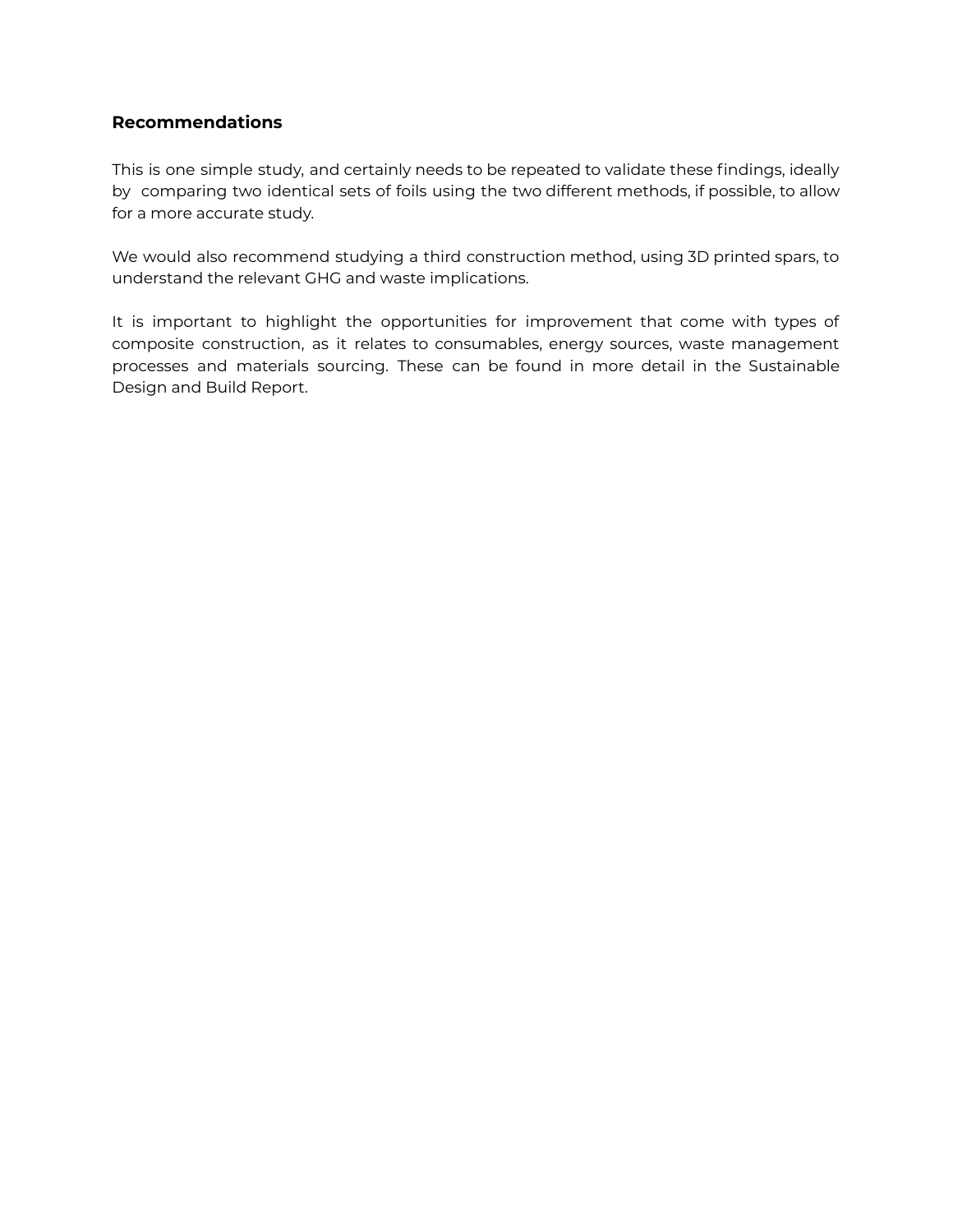## Recommendations

This is one simple study, and certainly needs to be repeated to validate these findings, ideally by comparing two identical sets of foils using the two different methods, if possible, to allow for a more accurate study.

We would also recommend studying a third construction method, using 3D printed spars, to understand the relevant GHG and waste implications.

It is important to highlight the opportunities for improvement that come with types of composite construction, as it relates to consumables, energy sources, waste management processes and materials sourcing. These can be found in more detail in the Sustainable Design and Build Report.